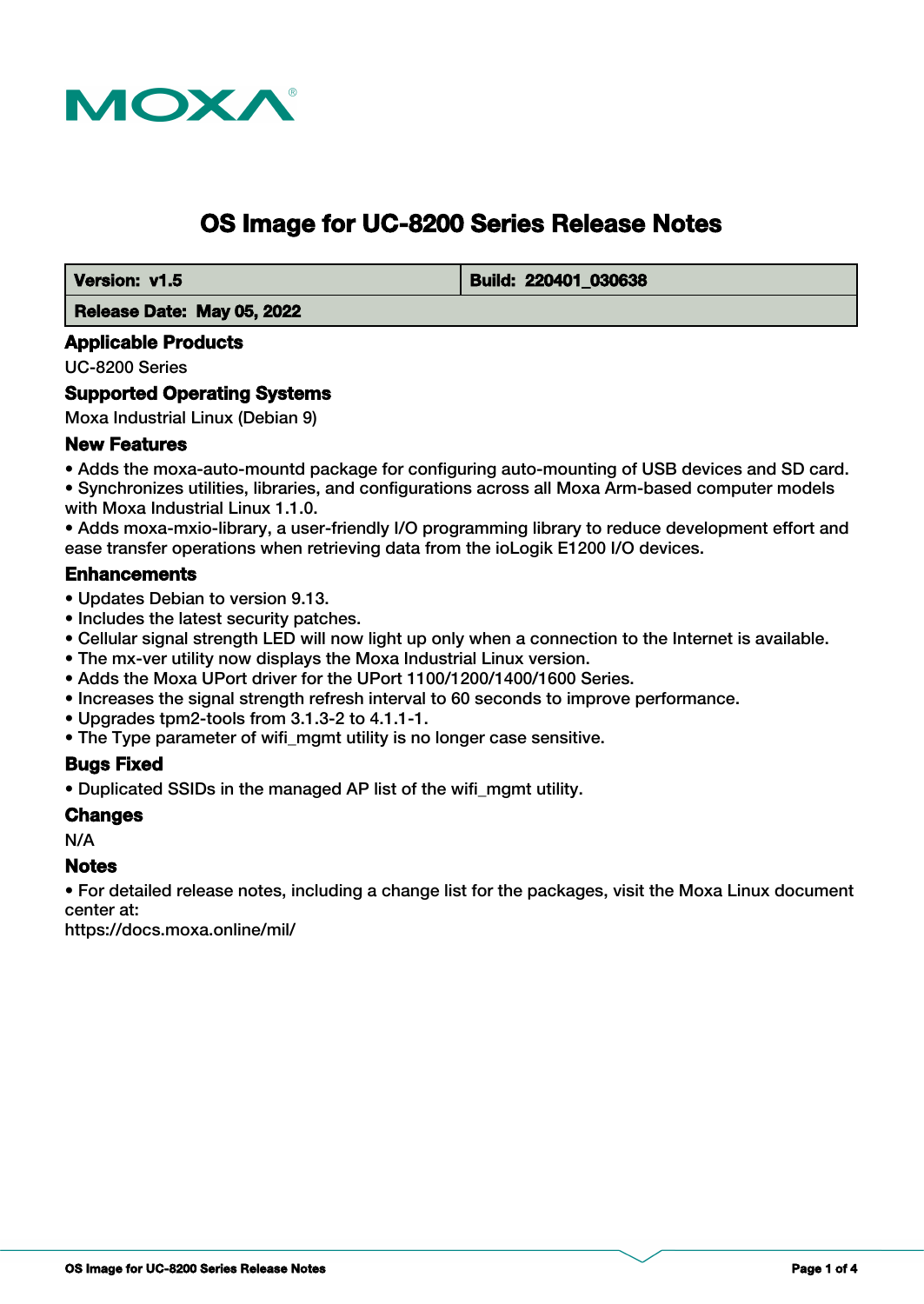# OS Image for UC-8200 Series Release Notes

| **Version: v1.5** | **Build: 220401_030638** |
|---|---|
| **Release Date: May 05, 2022** | |

## Applicable Products

UC-8200 Series

## Supported Operating Systems

Moxa Industrial Linux (Debian 9)

## New Features

- Adds the moxa-auto-mountd package for configuring auto-mounting of USB devices and SD card.
- Synchronizes utilities, libraries, and configurations across all Moxa Arm-based computer models with Moxa Industrial Linux 1.1.0.
- Adds moxa-mxio-library, a user-friendly I/O programming library to reduce development effort and ease transfer operations when retrieving data from the ioLogik E1200 I/O devices.

## Enhancements

- Updates Debian to version 9.13.
- Includes the latest security patches.
- Cellular signal strength LED will now light up only when a connection to the Internet is available.
- The mx-ver utility now displays the Moxa Industrial Linux version.
- Adds the Moxa UPort driver for the UPort 1100/1200/1400/1600 Series.
- Increases the signal strength refresh interval to 60 seconds to improve performance.
- Upgrades tpm2-tools from 3.1.3-2 to 4.1.1-1.
- The Type parameter of wifi_mgmt utility is no longer case sensitive.

## Bugs Fixed

- Duplicated SSIDs in the managed AP list of the wifi_mgmt utility.

## Changes

N/A

## Notes

- For detailed release notes, including a change list for the packages, visit the Moxa Linux document center at:

https://docs.moxa.online/mil/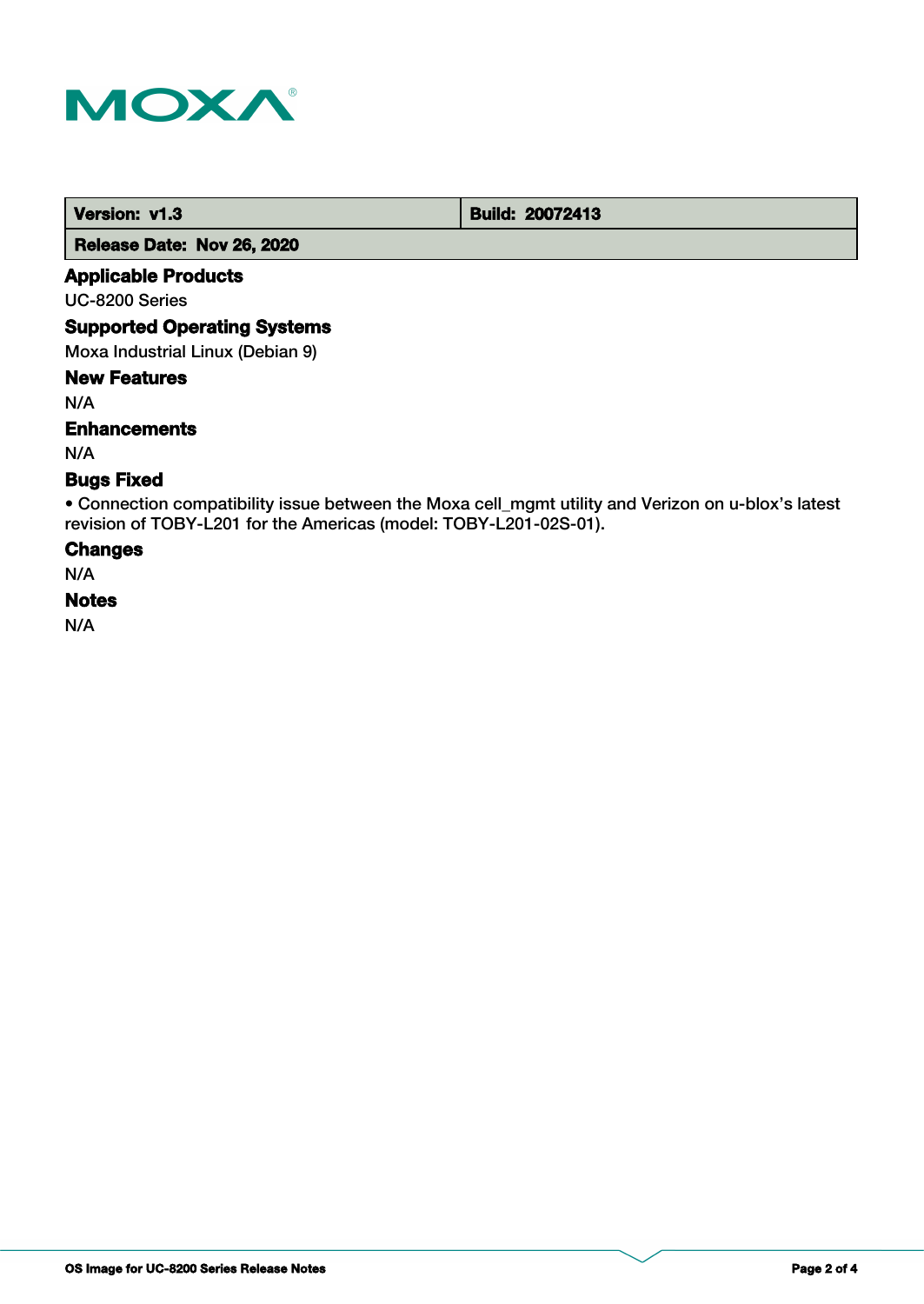| Version: v1.3 | Build: 20072413 |
| --- | --- |
| Release Date: Nov 26, 2020 | |

### Applicable Products

UC-8200 Series

### Supported Operating Systems

Moxa Industrial Linux (Debian 9)

### New Features

N/A

### Enhancements

N/A

### Bugs Fixed

- Connection compatibility issue between the Moxa cell_mgmt utility and Verizon on u-blox's latest revision of TOBY-L201 for the Americas (model: TOBY-L201-02S-01).

### Changes

N/A

### Notes

N/A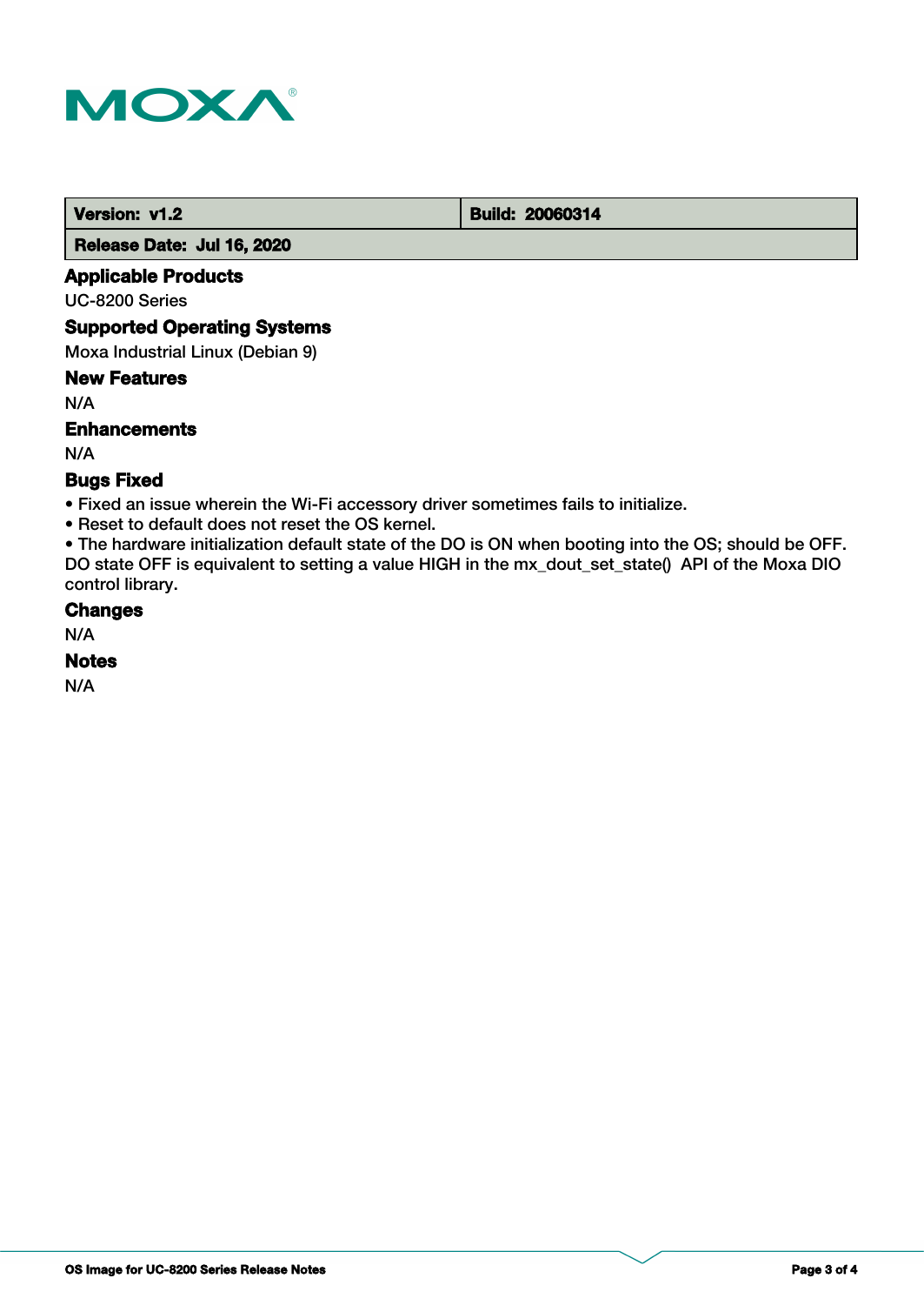| Version: v1.2 | Build: 20060314 |
| --- | --- |
| Release Date: Jul 16, 2020 | |

## Applicable Products

UC-8200 Series

## Supported Operating Systems

Moxa Industrial Linux (Debian 9)

## New Features

N/A

## Enhancements

N/A

## Bugs Fixed

- Fixed an issue wherein the Wi-Fi accessory driver sometimes fails to initialize.
- Reset to default does not reset the OS kernel.
- The hardware initialization default state of the DO is ON when booting into the OS; should be OFF. DO state OFF is equivalent to setting a value HIGH in the mx_dout_set_state() API of the Moxa DIO control library.

## Changes

N/A

## Notes

N/A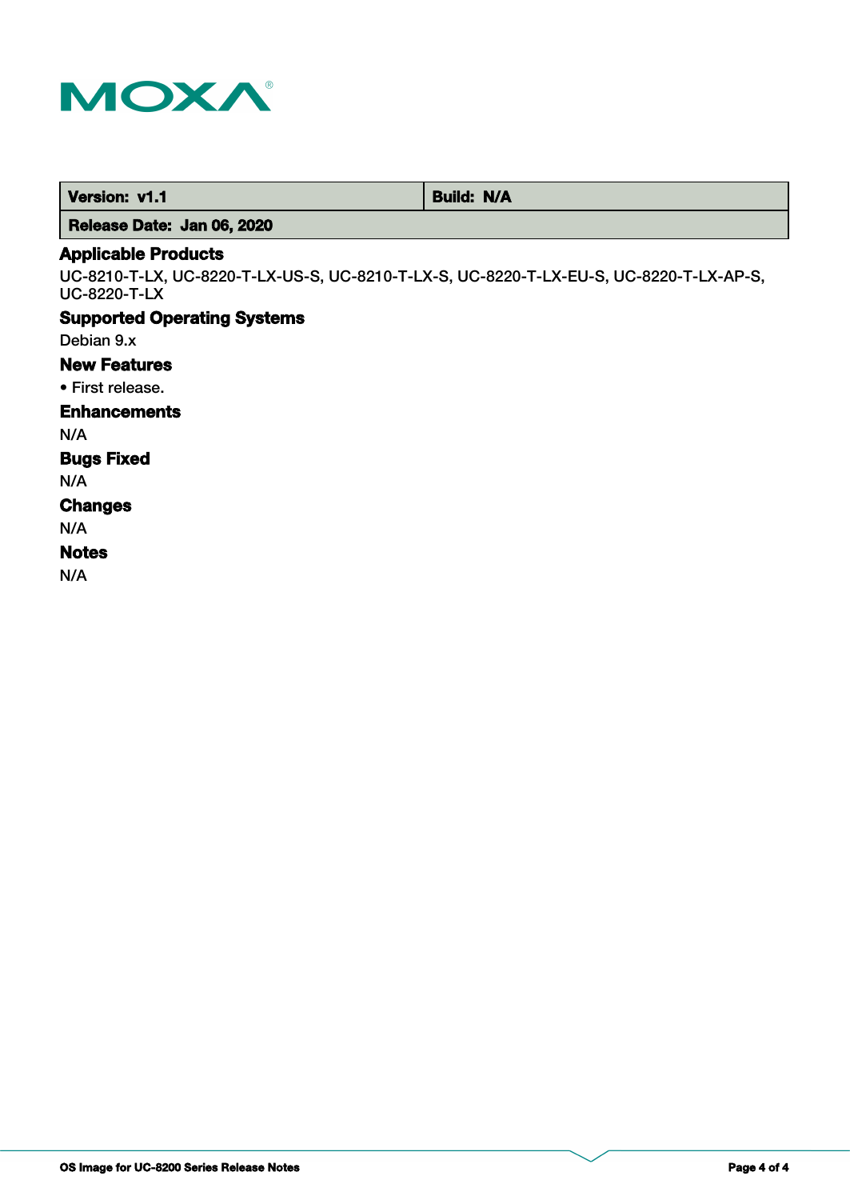| Version: v1.1 | Build: N/A |
| --- | --- |
| Release Date: Jan 06, 2020 | |

### Applicable Products

UC-8210-T-LX, UC-8220-T-LX-US-S, UC-8210-T-LX-S, UC-8220-T-LX-EU-S, UC-8220-T-LX-AP-S, UC-8220-T-LX

### Supported Operating Systems

Debian 9.x

### New Features

- First release.

### Enhancements

N/A

### Bugs Fixed

N/A

### Changes

N/A

### Notes

N/A